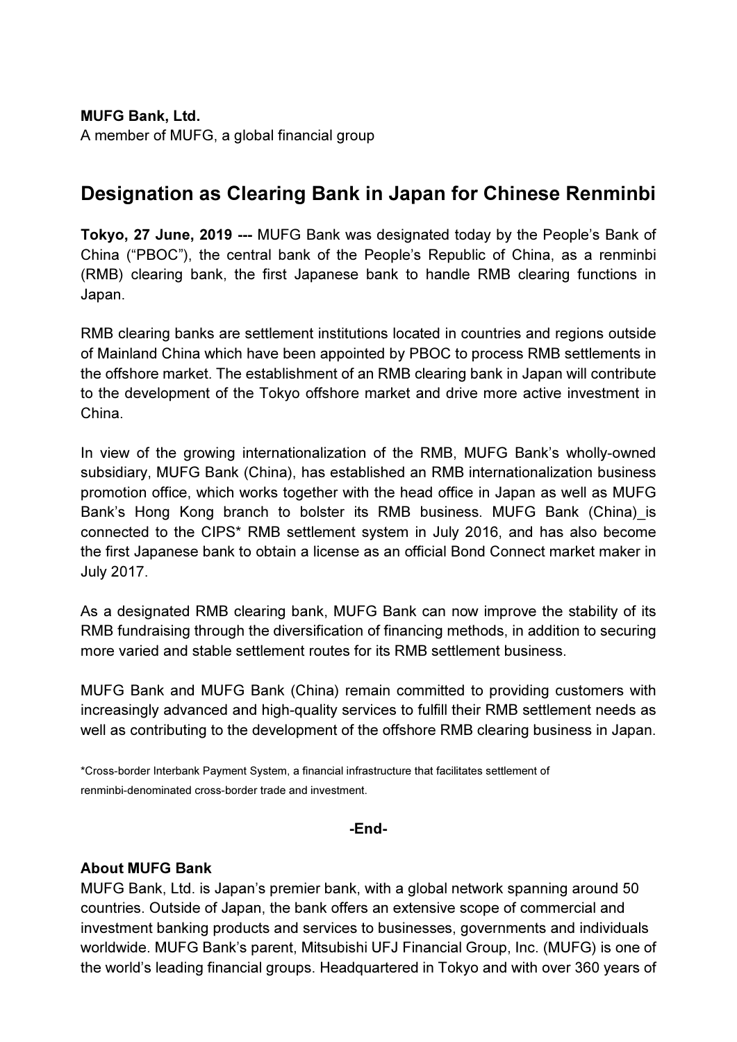**MUFG Bank, Ltd.**
A member of MUFG, a global financial group

# Designation as Clearing Bank in Japan for Chinese Renminbi

**Tokyo, 27 June, 2019 ---** MUFG Bank was designated today by the People's Bank of China ("PBOC"), the central bank of the People's Republic of China, as a renminbi (RMB) clearing bank, the first Japanese bank to handle RMB clearing functions in Japan.

RMB clearing banks are settlement institutions located in countries and regions outside of Mainland China which have been appointed by PBOC to process RMB settlements in the offshore market. The establishment of an RMB clearing bank in Japan will contribute to the development of the Tokyo offshore market and drive more active investment in China.

In view of the growing internationalization of the RMB, MUFG Bank's wholly-owned subsidiary, MUFG Bank (China), has established an RMB internationalization business promotion office, which works together with the head office in Japan as well as MUFG Bank's Hong Kong branch to bolster its RMB business. MUFG Bank (China)_is connected to the CIPS* RMB settlement system in July 2016, and has also become the first Japanese bank to obtain a license as an official Bond Connect market maker in July 2017.

As a designated RMB clearing bank, MUFG Bank can now improve the stability of its RMB fundraising through the diversification of financing methods, in addition to securing more varied and stable settlement routes for its RMB settlement business.

MUFG Bank and MUFG Bank (China) remain committed to providing customers with increasingly advanced and high-quality services to fulfill their RMB settlement needs as well as contributing to the development of the offshore RMB clearing business in Japan.

*Cross-border Interbank Payment System, a financial infrastructure that facilitates settlement of renminbi-denominated cross-border trade and investment.

**-End-**

**About MUFG Bank**
MUFG Bank, Ltd. is Japan's premier bank, with a global network spanning around 50 countries. Outside of Japan, the bank offers an extensive scope of commercial and investment banking products and services to businesses, governments and individuals worldwide. MUFG Bank's parent, Mitsubishi UFJ Financial Group, Inc. (MUFG) is one of the world's leading financial groups. Headquartered in Tokyo and with over 360 years of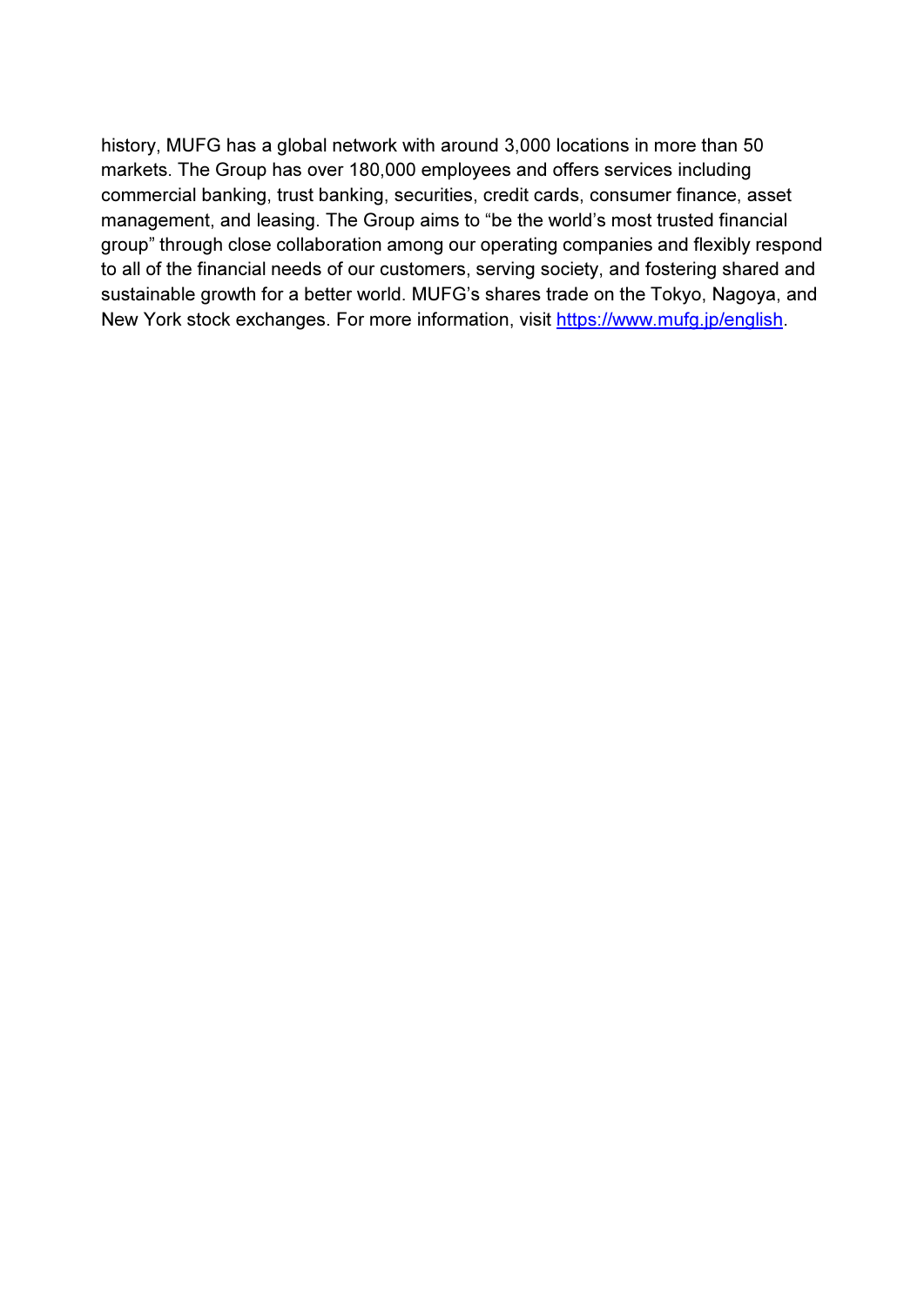history, MUFG has a global network with around 3,000 locations in more than 50 markets. The Group has over 180,000 employees and offers services including commercial banking, trust banking, securities, credit cards, consumer finance, asset management, and leasing. The Group aims to "be the world's most trusted financial group" through close collaboration among our operating companies and flexibly respond to all of the financial needs of our customers, serving society, and fostering shared and sustainable growth for a better world. MUFG's shares trade on the Tokyo, Nagoya, and New York stock exchanges. For more information, visit [https://www.mufg.jp/english](https://www.mufg.jp/english).